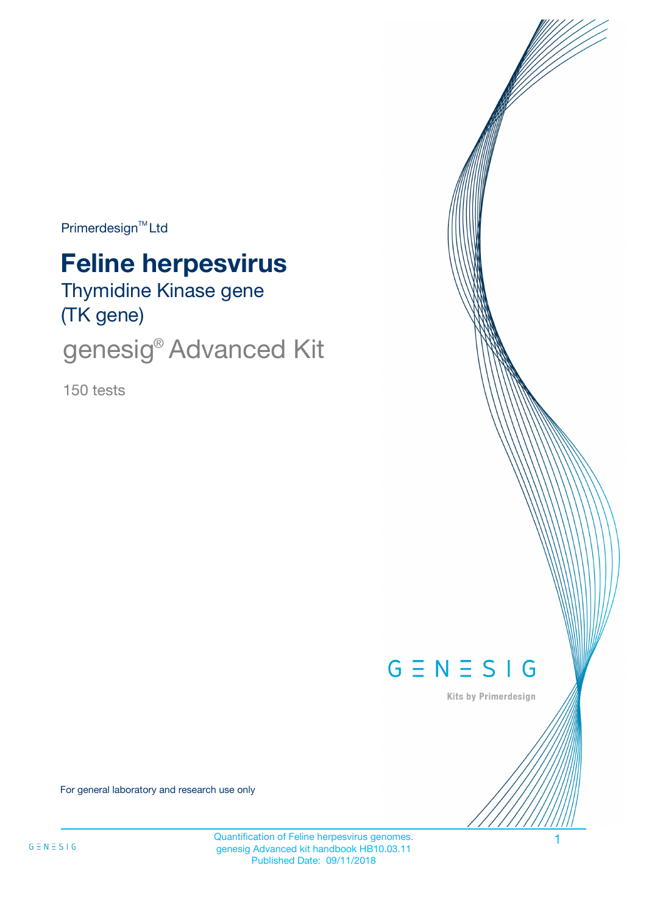Primerdesign™ Ltd

# Feline herpesvirus

Thymidine Kinase gene
(TK gene)

## genesig® Advanced Kit

150 tests

GENESIG

Kits by Primerdesign

For general laboratory and research use only

Quantification of Feline herpesvirus genomes.
genesig Advanced kit handbook HB10.03.11
Published Date: 09/11/2018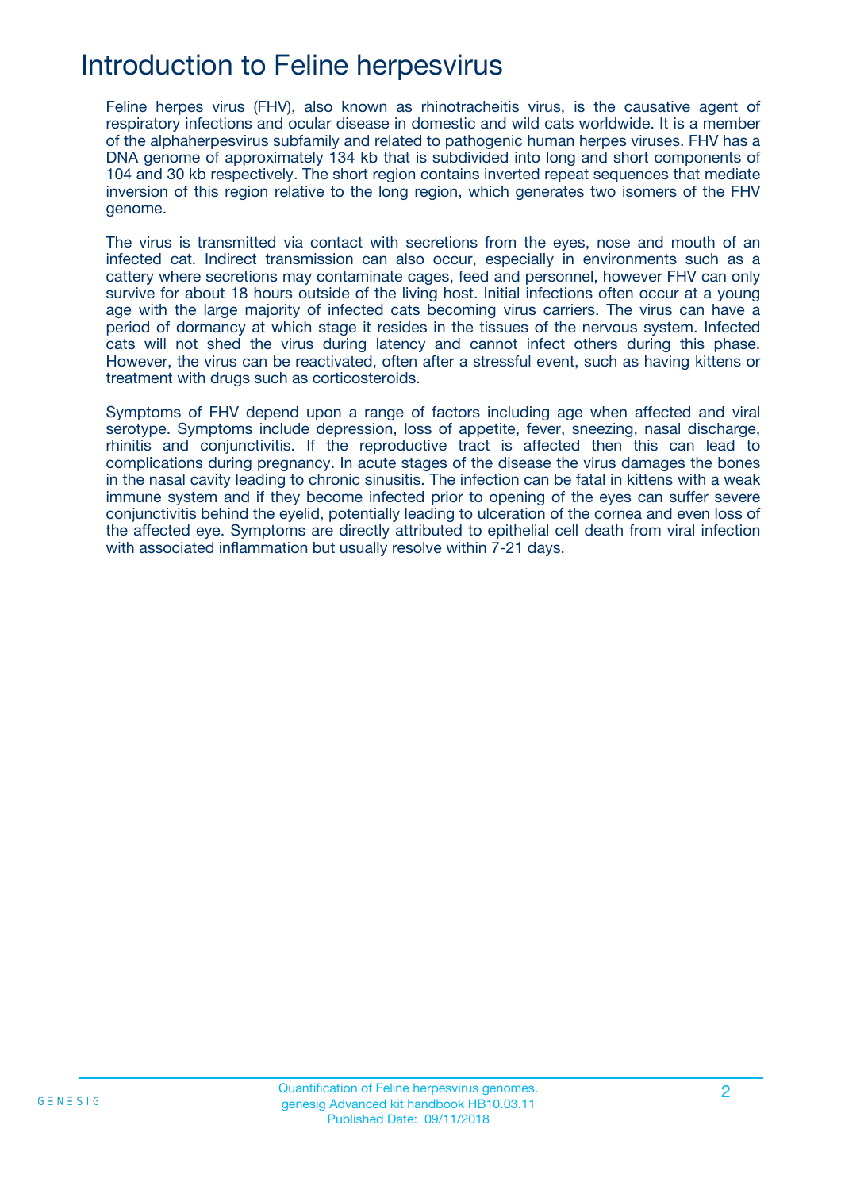# Introduction to Feline herpesvirus

Feline herpes virus (FHV), also known as rhinotracheitis virus, is the causative agent of respiratory infections and ocular disease in domestic and wild cats worldwide. It is a member of the alphaherpesvirus subfamily and related to pathogenic human herpes viruses. FHV has a DNA genome of approximately 134 kb that is subdivided into long and short components of 104 and 30 kb respectively. The short region contains inverted repeat sequences that mediate inversion of this region relative to the long region, which generates two isomers of the FHV genome.

The virus is transmitted via contact with secretions from the eyes, nose and mouth of an infected cat. Indirect transmission can also occur, especially in environments such as a cattery where secretions may contaminate cages, feed and personnel, however FHV can only survive for about 18 hours outside of the living host. Initial infections often occur at a young age with the large majority of infected cats becoming virus carriers. The virus can have a period of dormancy at which stage it resides in the tissues of the nervous system. Infected cats will not shed the virus during latency and cannot infect others during this phase. However, the virus can be reactivated, often after a stressful event, such as having kittens or treatment with drugs such as corticosteroids.

Symptoms of FHV depend upon a range of factors including age when affected and viral serotype. Symptoms include depression, loss of appetite, fever, sneezing, nasal discharge, rhinitis and conjunctivitis. If the reproductive tract is affected then this can lead to complications during pregnancy. In acute stages of the disease the virus damages the bones in the nasal cavity leading to chronic sinusitis. The infection can be fatal in kittens with a weak immune system and if they become infected prior to opening of the eyes can suffer severe conjunctivitis behind the eyelid, potentially leading to ulceration of the cornea and even loss of the affected eye. Symptoms are directly attributed to epithelial cell death from viral infection with associated inflammation but usually resolve within 7-21 days.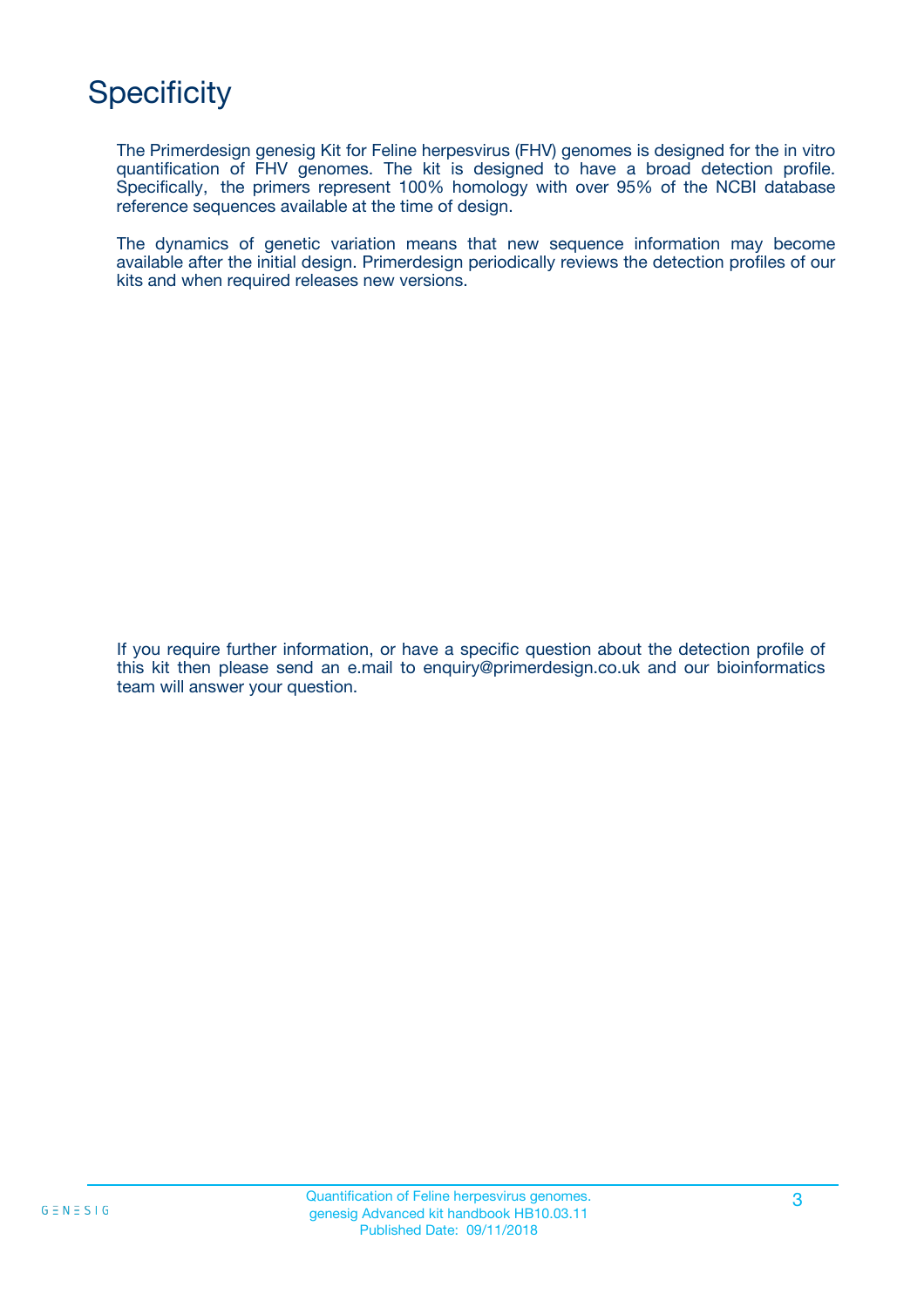# Specificity

The Primerdesign genesig Kit for Feline herpesvirus (FHV) genomes is designed for the in vitro quantification of FHV genomes. The kit is designed to have a broad detection profile. Specifically, the primers represent 100% homology with over 95% of the NCBI database reference sequences available at the time of design.

The dynamics of genetic variation means that new sequence information may become available after the initial design. Primerdesign periodically reviews the detection profiles of our kits and when required releases new versions.

If you require further information, or have a specific question about the detection profile of this kit then please send an e.mail to enquiry@primerdesign.co.uk and our bioinformatics team will answer your question.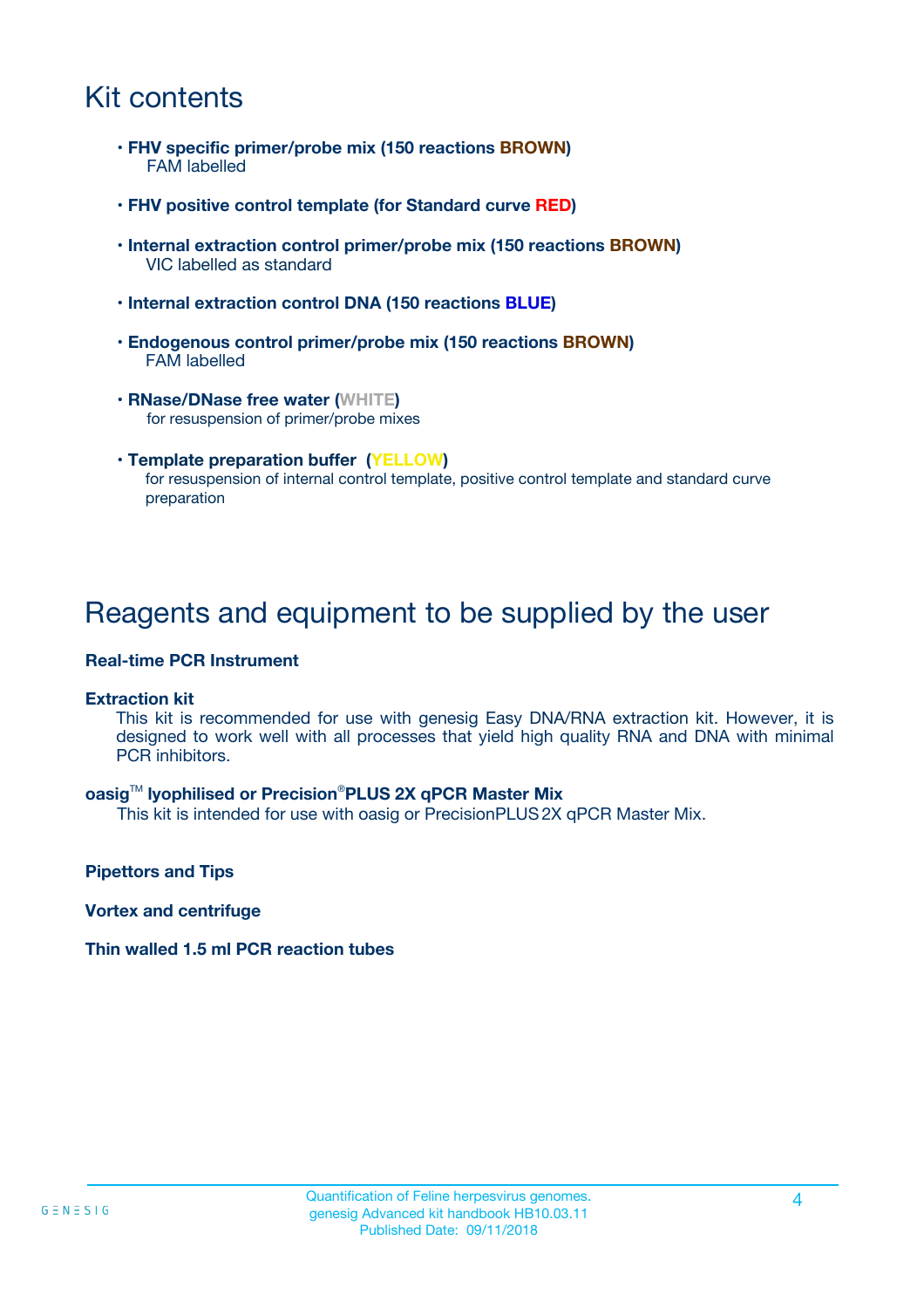# Kit contents

- **FHV specific primer/probe mix (150 reactions BROWN)**
  FAM labelled
- **FHV positive control template (for Standard curve RED)**
- **Internal extraction control primer/probe mix (150 reactions BROWN)**
  VIC labelled as standard
- **Internal extraction control DNA (150 reactions BLUE)**
- **Endogenous control primer/probe mix (150 reactions BROWN)**
  FAM labelled
- **RNase/DNase free water (WHITE)**
  for resuspension of primer/probe mixes
- **Template preparation buffer (YELLOW)**
  for resuspension of internal control template, positive control template and standard curve preparation

# Reagents and equipment to be supplied by the user

**Real-time PCR Instrument**

**Extraction kit**

This kit is recommended for use with genesig Easy DNA/RNA extraction kit. However, it is designed to work well with all processes that yield high quality RNA and DNA with minimal PCR inhibitors.

**oasig™ lyophilised or Precision®PLUS 2X qPCR Master Mix**

This kit is intended for use with oasig or PrecisionPLUS 2X qPCR Master Mix.

**Pipettors and Tips**

**Vortex and centrifuge**

**Thin walled 1.5 ml PCR reaction tubes**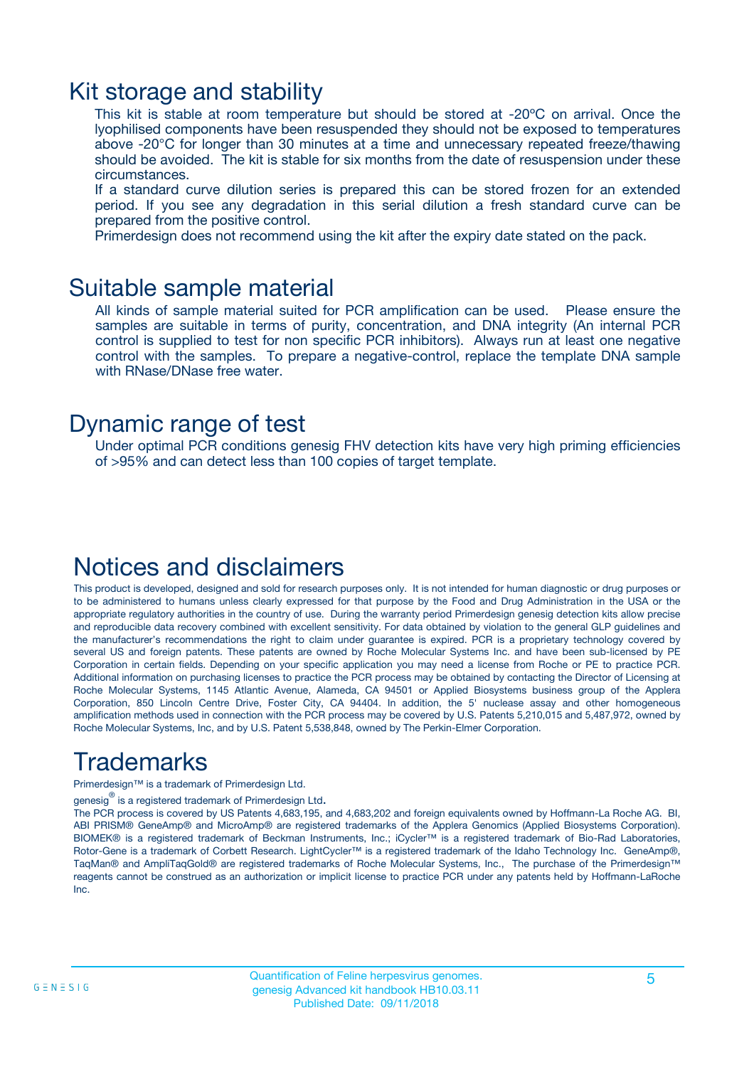## Kit storage and stability

This kit is stable at room temperature but should be stored at -20ºC on arrival. Once the lyophilised components have been resuspended they should not be exposed to temperatures above -20°C for longer than 30 minutes at a time and unnecessary repeated freeze/thawing should be avoided. The kit is stable for six months from the date of resuspension under these circumstances.

If a standard curve dilution series is prepared this can be stored frozen for an extended period. If you see any degradation in this serial dilution a fresh standard curve can be prepared from the positive control.

Primerdesign does not recommend using the kit after the expiry date stated on the pack.

## Suitable sample material

All kinds of sample material suited for PCR amplification can be used. Please ensure the samples are suitable in terms of purity, concentration, and DNA integrity (An internal PCR control is supplied to test for non specific PCR inhibitors). Always run at least one negative control with the samples. To prepare a negative-control, replace the template DNA sample with RNase/DNase free water.

## Dynamic range of test

Under optimal PCR conditions genesig FHV detection kits have very high priming efficiencies of >95% and can detect less than 100 copies of target template.

## Notices and disclaimers

This product is developed, designed and sold for research purposes only. It is not intended for human diagnostic or drug purposes or to be administered to humans unless clearly expressed for that purpose by the Food and Drug Administration in the USA or the appropriate regulatory authorities in the country of use. During the warranty period Primerdesign genesig detection kits allow precise and reproducible data recovery combined with excellent sensitivity. For data obtained by violation to the general GLP guidelines and the manufacturer's recommendations the right to claim under guarantee is expired. PCR is a proprietary technology covered by several US and foreign patents. These patents are owned by Roche Molecular Systems Inc. and have been sub-licensed by PE Corporation in certain fields. Depending on your specific application you may need a license from Roche or PE to practice PCR. Additional information on purchasing licenses to practice the PCR process may be obtained by contacting the Director of Licensing at Roche Molecular Systems, 1145 Atlantic Avenue, Alameda, CA 94501 or Applied Biosystems business group of the Applera Corporation, 850 Lincoln Centre Drive, Foster City, CA 94404. In addition, the 5' nuclease assay and other homogeneous amplification methods used in connection with the PCR process may be covered by U.S. Patents 5,210,015 and 5,487,972, owned by Roche Molecular Systems, Inc, and by U.S. Patent 5,538,848, owned by The Perkin-Elmer Corporation.

## Trademarks

Primerdesign™ is a trademark of Primerdesign Ltd.

genesig® is a registered trademark of Primerdesign Ltd.

The PCR process is covered by US Patents 4,683,195, and 4,683,202 and foreign equivalents owned by Hoffmann-La Roche AG. BI, ABI PRISM® GeneAmp® and MicroAmp® are registered trademarks of the Applera Genomics (Applied Biosystems Corporation). BIOMEK® is a registered trademark of Beckman Instruments, Inc.; iCycler™ is a registered trademark of Bio-Rad Laboratories, Rotor-Gene is a trademark of Corbett Research. LightCycler™ is a registered trademark of the Idaho Technology Inc. GeneAmp®, TaqMan® and AmpliTaqGold® are registered trademarks of Roche Molecular Systems, Inc., The purchase of the Primerdesign™ reagents cannot be construed as an authorization or implicit license to practice PCR under any patents held by Hoffmann-LaRoche Inc.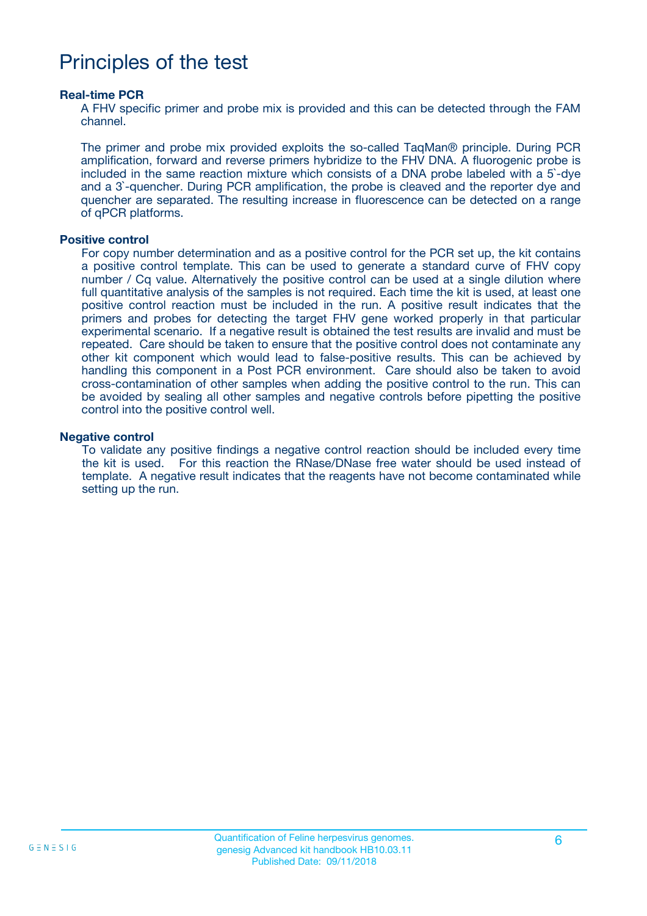# Principles of the test

### Real-time PCR

A FHV specific primer and probe mix is provided and this can be detected through the FAM channel.

The primer and probe mix provided exploits the so-called TaqMan® principle. During PCR amplification, forward and reverse primers hybridize to the FHV DNA. A fluorogenic probe is included in the same reaction mixture which consists of a DNA probe labeled with a 5`-dye and a 3`-quencher. During PCR amplification, the probe is cleaved and the reporter dye and quencher are separated. The resulting increase in fluorescence can be detected on a range of qPCR platforms.

### Positive control

For copy number determination and as a positive control for the PCR set up, the kit contains a positive control template. This can be used to generate a standard curve of FHV copy number / Cq value. Alternatively the positive control can be used at a single dilution where full quantitative analysis of the samples is not required. Each time the kit is used, at least one positive control reaction must be included in the run. A positive result indicates that the primers and probes for detecting the target FHV gene worked properly in that particular experimental scenario. If a negative result is obtained the test results are invalid and must be repeated. Care should be taken to ensure that the positive control does not contaminate any other kit component which would lead to false-positive results. This can be achieved by handling this component in a Post PCR environment. Care should also be taken to avoid cross-contamination of other samples when adding the positive control to the run. This can be avoided by sealing all other samples and negative controls before pipetting the positive control into the positive control well.

### Negative control

To validate any positive findings a negative control reaction should be included every time the kit is used. For this reaction the RNase/DNase free water should be used instead of template. A negative result indicates that the reagents have not become contaminated while setting up the run.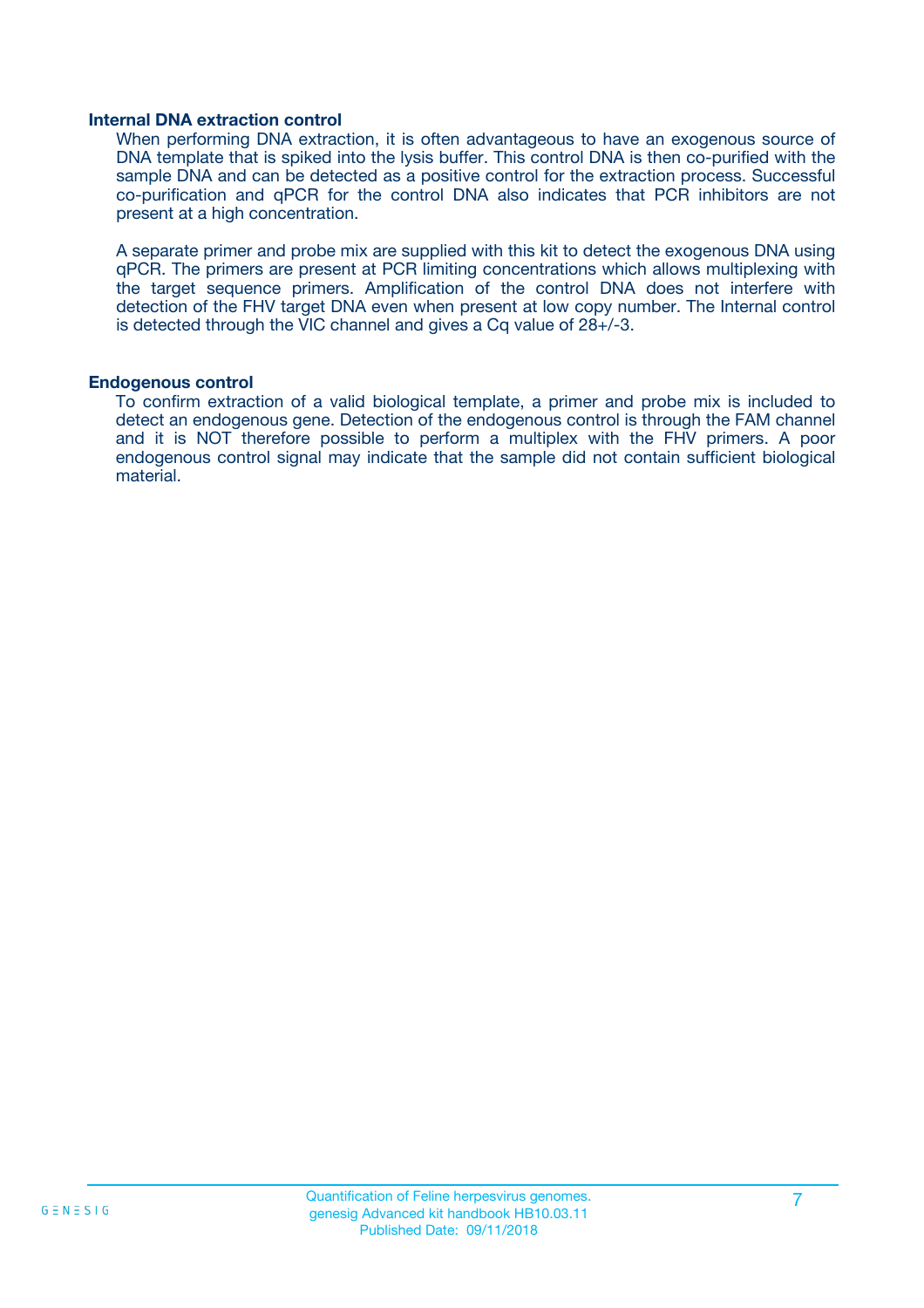### Internal DNA extraction control

When performing DNA extraction, it is often advantageous to have an exogenous source of DNA template that is spiked into the lysis buffer. This control DNA is then co-purified with the sample DNA and can be detected as a positive control for the extraction process. Successful co-purification and qPCR for the control DNA also indicates that PCR inhibitors are not present at a high concentration.

A separate primer and probe mix are supplied with this kit to detect the exogenous DNA using qPCR. The primers are present at PCR limiting concentrations which allows multiplexing with the target sequence primers. Amplification of the control DNA does not interfere with detection of the FHV target DNA even when present at low copy number. The Internal control is detected through the VIC channel and gives a Cq value of 28+/-3.

### Endogenous control

To confirm extraction of a valid biological template, a primer and probe mix is included to detect an endogenous gene. Detection of the endogenous control is through the FAM channel and it is NOT therefore possible to perform a multiplex with the FHV primers. A poor endogenous control signal may indicate that the sample did not contain sufficient biological material.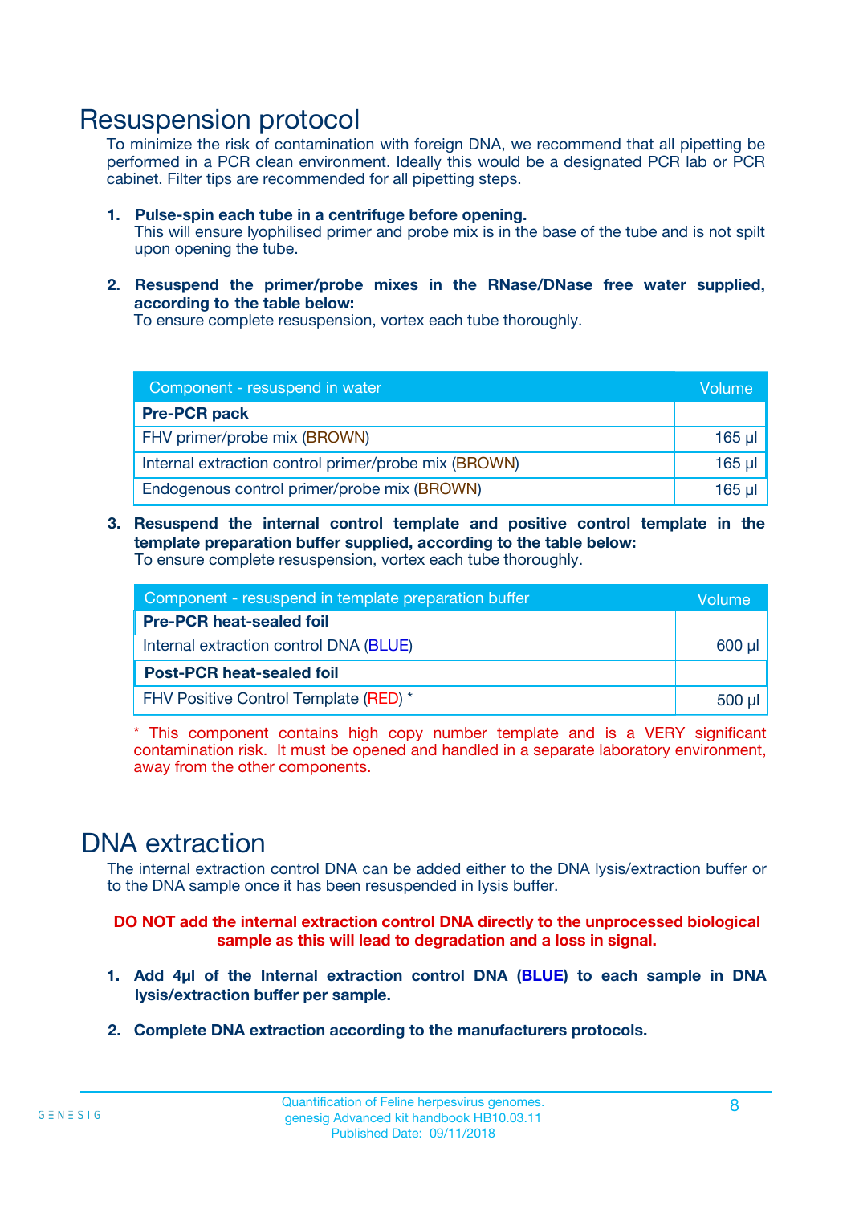# Resuspension protocol

To minimize the risk of contamination with foreign DNA, we recommend that all pipetting be performed in a PCR clean environment. Ideally this would be a designated PCR lab or PCR cabinet. Filter tips are recommended for all pipetting steps.

1. **Pulse-spin each tube in a centrifuge before opening.**
   This will ensure lyophilised primer and probe mix is in the base of the tube and is not spilt upon opening the tube.

2. **Resuspend the primer/probe mixes in the RNase/DNase free water supplied, according to the table below:**
   To ensure complete resuspension, vortex each tube thoroughly.

| Component - resuspend in water | Volume |
|---|---|
| **Pre-PCR pack** | |
| FHV primer/probe mix (BROWN) | 165 µl |
| Internal extraction control primer/probe mix (BROWN) | 165 µl |
| Endogenous control primer/probe mix (BROWN) | 165 µl |

3. **Resuspend the internal control template and positive control template in the template preparation buffer supplied, according to the table below:**
   To ensure complete resuspension, vortex each tube thoroughly.

| Component - resuspend in template preparation buffer | Volume |
|---|---|
| **Pre-PCR heat-sealed foil** | |
| Internal extraction control DNA (BLUE) | 600 µl |
| **Post-PCR heat-sealed foil** | |
| FHV Positive Control Template (RED) * | 500 µl |

* This component contains high copy number template and is a VERY significant contamination risk. It must be opened and handled in a separate laboratory environment, away from the other components.

# DNA extraction

The internal extraction control DNA can be added either to the DNA lysis/extraction buffer or to the DNA sample once it has been resuspended in lysis buffer.

**DO NOT add the internal extraction control DNA directly to the unprocessed biological sample as this will lead to degradation and a loss in signal.**

1. **Add 4µl of the Internal extraction control DNA (BLUE) to each sample in DNA lysis/extraction buffer per sample.**

2. **Complete DNA extraction according to the manufacturers protocols.**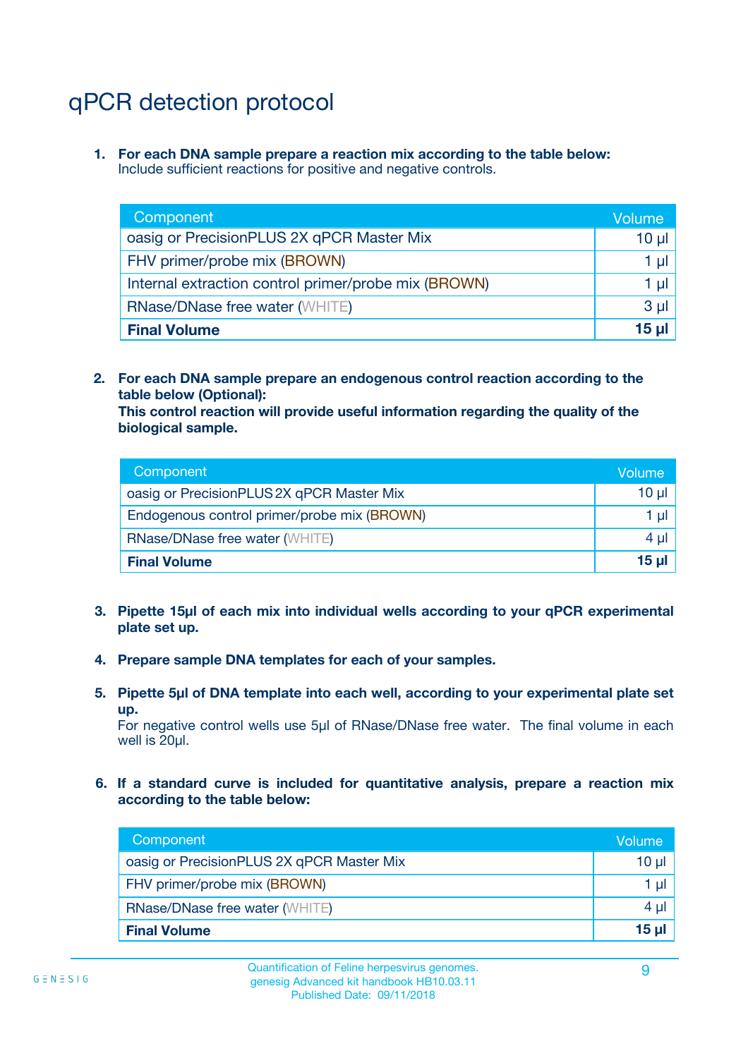# qPCR detection protocol

1. **For each DNA sample prepare a reaction mix according to the table below:**
   Include sufficient reactions for positive and negative controls.

| Component | Volume |
|---|---|
| oasig or PrecisionPLUS 2X qPCR Master Mix | 10 µl |
| FHV primer/probe mix (BROWN) | 1 µl |
| Internal extraction control primer/probe mix (BROWN) | 1 µl |
| RNase/DNase free water (WHITE) | 3 µl |
| **Final Volume** | **15 µl** |

2. **For each DNA sample prepare an endogenous control reaction according to the table below (Optional):**
   **This control reaction will provide useful information regarding the quality of the biological sample.**

| Component | Volume |
|---|---|
| oasig or PrecisionPLUS 2X qPCR Master Mix | 10 µl |
| Endogenous control primer/probe mix (BROWN) | 1 µl |
| RNase/DNase free water (WHITE) | 4 µl |
| **Final Volume** | **15 µl** |

3. **Pipette 15µl of each mix into individual wells according to your qPCR experimental plate set up.**

4. **Prepare sample DNA templates for each of your samples.**

5. **Pipette 5µl of DNA template into each well, according to your experimental plate set up.**
   For negative control wells use 5µl of RNase/DNase free water. The final volume in each well is 20µl.

6. **If a standard curve is included for quantitative analysis, prepare a reaction mix according to the table below:**

| Component | Volume |
|---|---|
| oasig or PrecisionPLUS 2X qPCR Master Mix | 10 µl |
| FHV primer/probe mix (BROWN) | 1 µl |
| RNase/DNase free water (WHITE) | 4 µl |
| **Final Volume** | **15 µl** |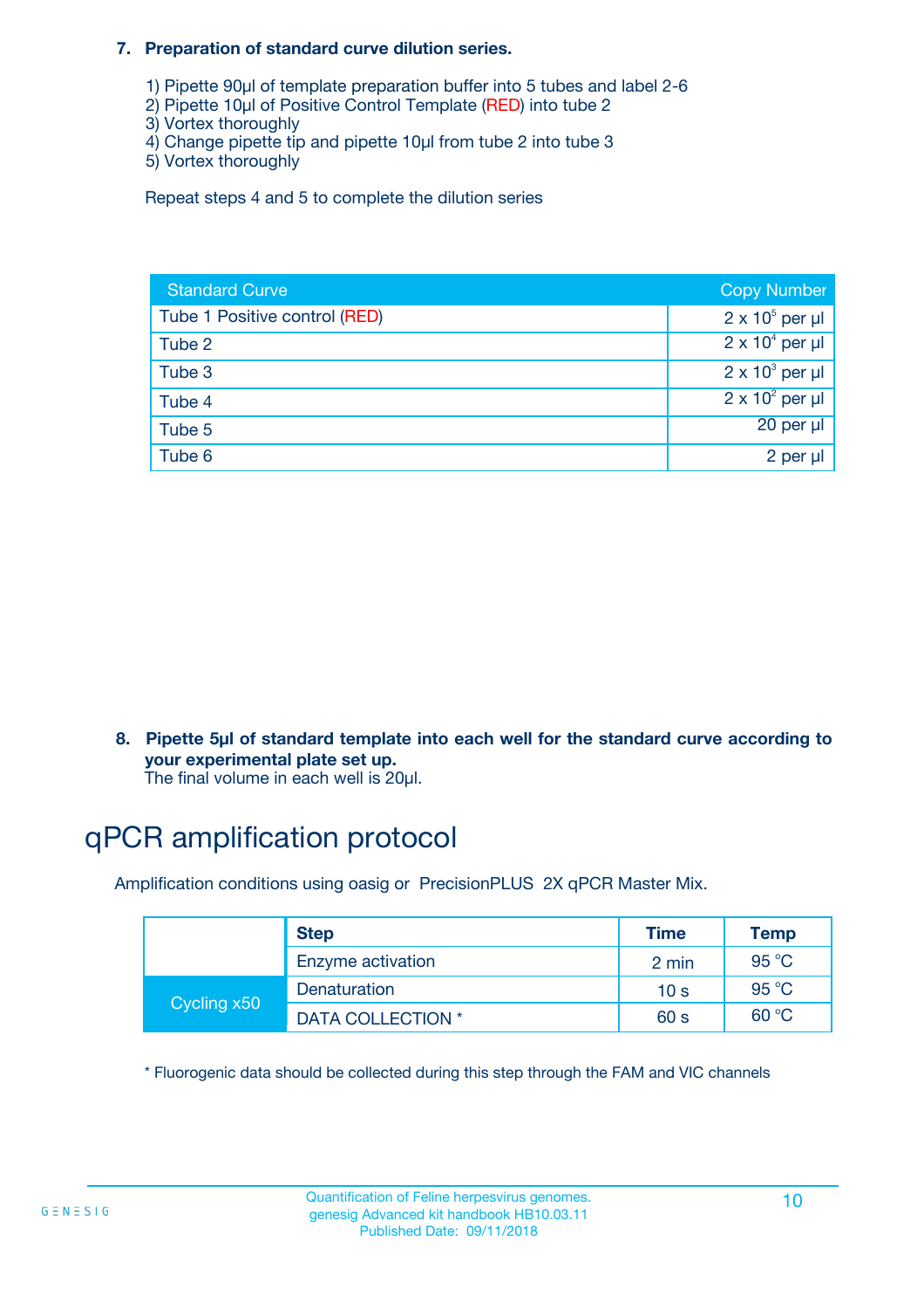**7. Preparation of standard curve dilution series.**

1) Pipette 90µl of template preparation buffer into 5 tubes and label 2-6
2) Pipette 10µl of Positive Control Template (RED) into tube 2
3) Vortex thoroughly
4) Change pipette tip and pipette 10µl from tube 2 into tube 3
5) Vortex thoroughly

Repeat steps 4 and 5 to complete the dilution series

| Standard Curve | Copy Number |
|---|---|
| Tube 1 Positive control (RED) | $2 \times 10^5$ per µl |
| Tube 2 | $2 \times 10^4$ per µl |
| Tube 3 | $2 \times 10^3$ per µl |
| Tube 4 | $2 \times 10^2$ per µl |
| Tube 5 | 20 per µl |
| Tube 6 | 2 per µl |

**8. Pipette 5µl of standard template into each well for the standard curve according to your experimental plate set up.**
The final volume in each well is 20µl.

# qPCR amplification protocol

Amplification conditions using oasig or PrecisionPLUS 2X qPCR Master Mix.

| | Step | Time | Temp |
|---|---|---|---|
| | Enzyme activation | 2 min | 95 °C |
| Cycling x50 | Denaturation | 10 s | 95 °C |
| | DATA COLLECTION * | 60 s | 60 °C |

* Fluorogenic data should be collected during this step through the FAM and VIC channels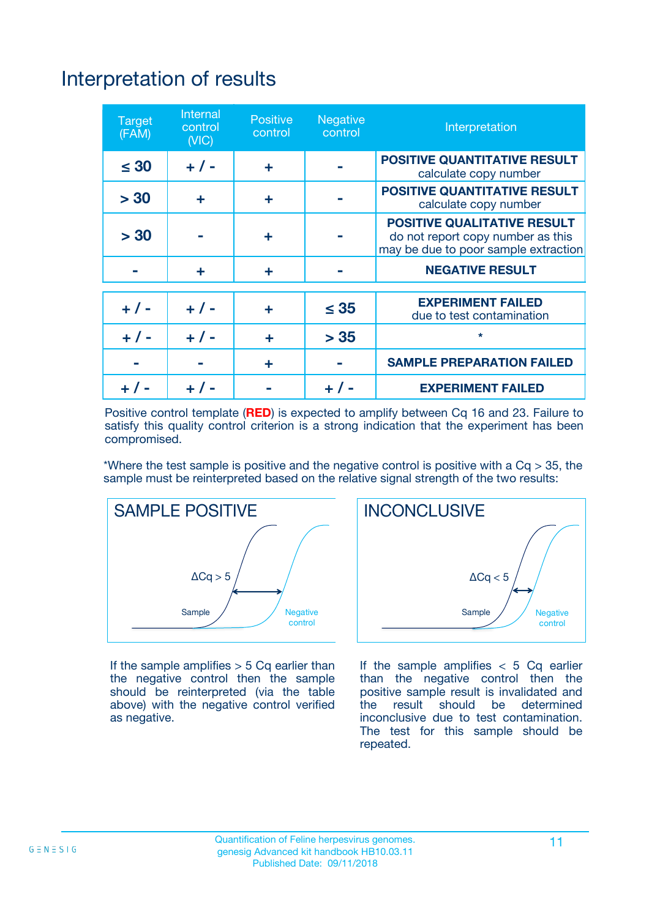# Interpretation of results

| Target (FAM) | Internal control (VIC) | Positive control | Negative control | Interpretation |
|---|---|---|---|---|
| ≤ 30 | + / - | + | - | **POSITIVE QUANTITATIVE RESULT** calculate copy number |
| > 30 | + | + | - | **POSITIVE QUANTITATIVE RESULT** calculate copy number |
| > 30 | - | + | - | **POSITIVE QUALITATIVE RESULT** do not report copy number as this may be due to poor sample extraction |
| - | + | + | - | **NEGATIVE RESULT** |
| + / - | + / - | + | ≤ 35 | **EXPERIMENT FAILED** due to test contamination |
| + / - | + / - | + | > 35 | * |
| - | - | + | - | **SAMPLE PREPARATION FAILED** |
| + / - | + / - | - | + / - | **EXPERIMENT FAILED** |

Positive control template (**RED**) is expected to amplify between Cq 16 and 23. Failure to satisfy this quality control criterion is a strong indication that the experiment has been compromised.

*Where the test sample is positive and the negative control is positive with a Cq > 35, the sample must be reinterpreted based on the relative signal strength of the two results:

**SAMPLE POSITIVE**

ΔCq > 5

Sample

Negative control

If the sample amplifies > 5 Cq earlier than the negative control then the sample should be reinterpreted (via the table above) with the negative control verified as negative.

**INCONCLUSIVE**

ΔCq < 5

Sample

Negative control

If the sample amplifies < 5 Cq earlier than the negative control then the positive sample result is invalidated and the result should be determined inconclusive due to test contamination. The test for this sample should be repeated.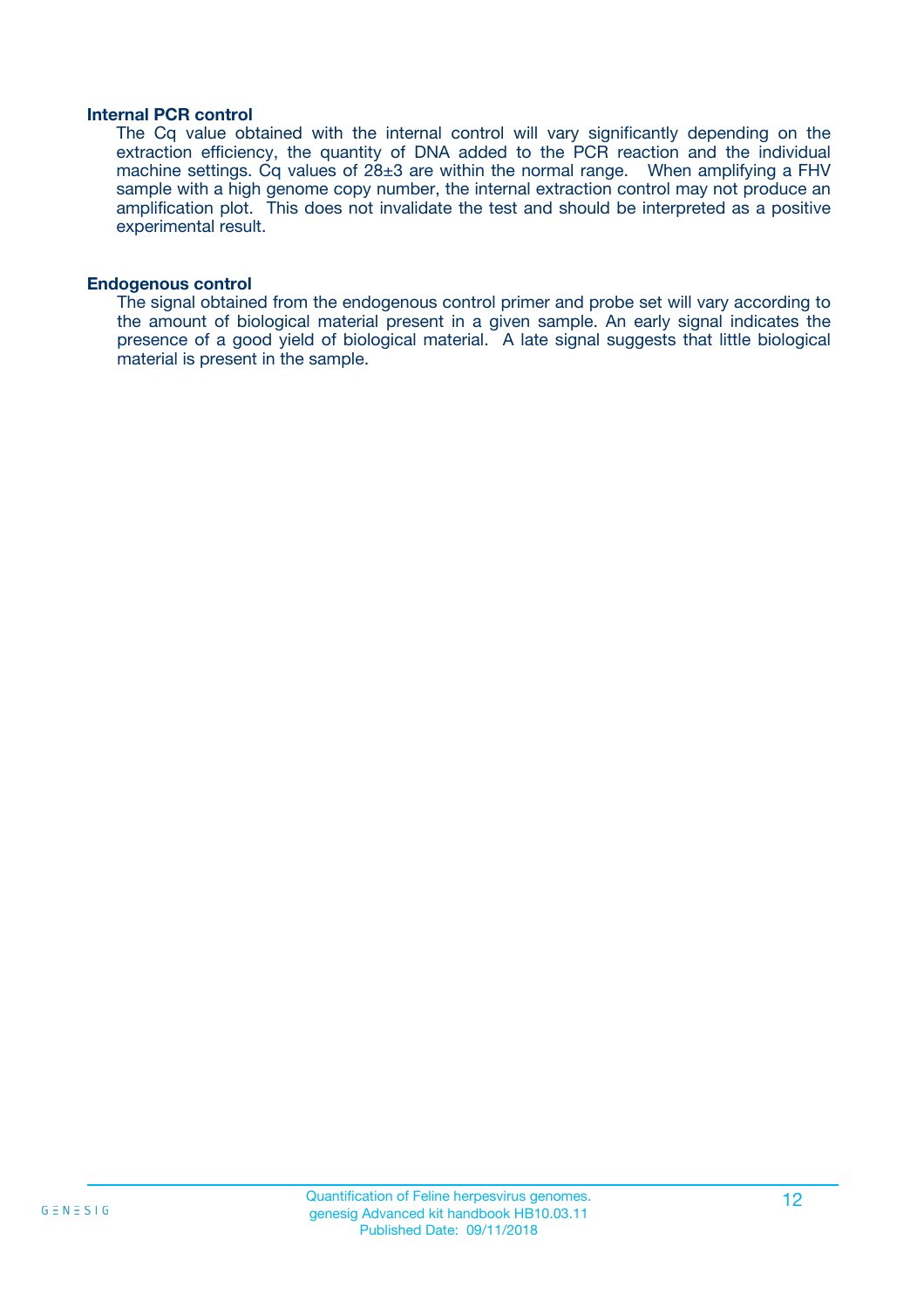### Internal PCR control

The Cq value obtained with the internal control will vary significantly depending on the extraction efficiency, the quantity of DNA added to the PCR reaction and the individual machine settings. Cq values of 28±3 are within the normal range. When amplifying a FHV sample with a high genome copy number, the internal extraction control may not produce an amplification plot. This does not invalidate the test and should be interpreted as a positive experimental result.

### Endogenous control

The signal obtained from the endogenous control primer and probe set will vary according to the amount of biological material present in a given sample. An early signal indicates the presence of a good yield of biological material. A late signal suggests that little biological material is present in the sample.